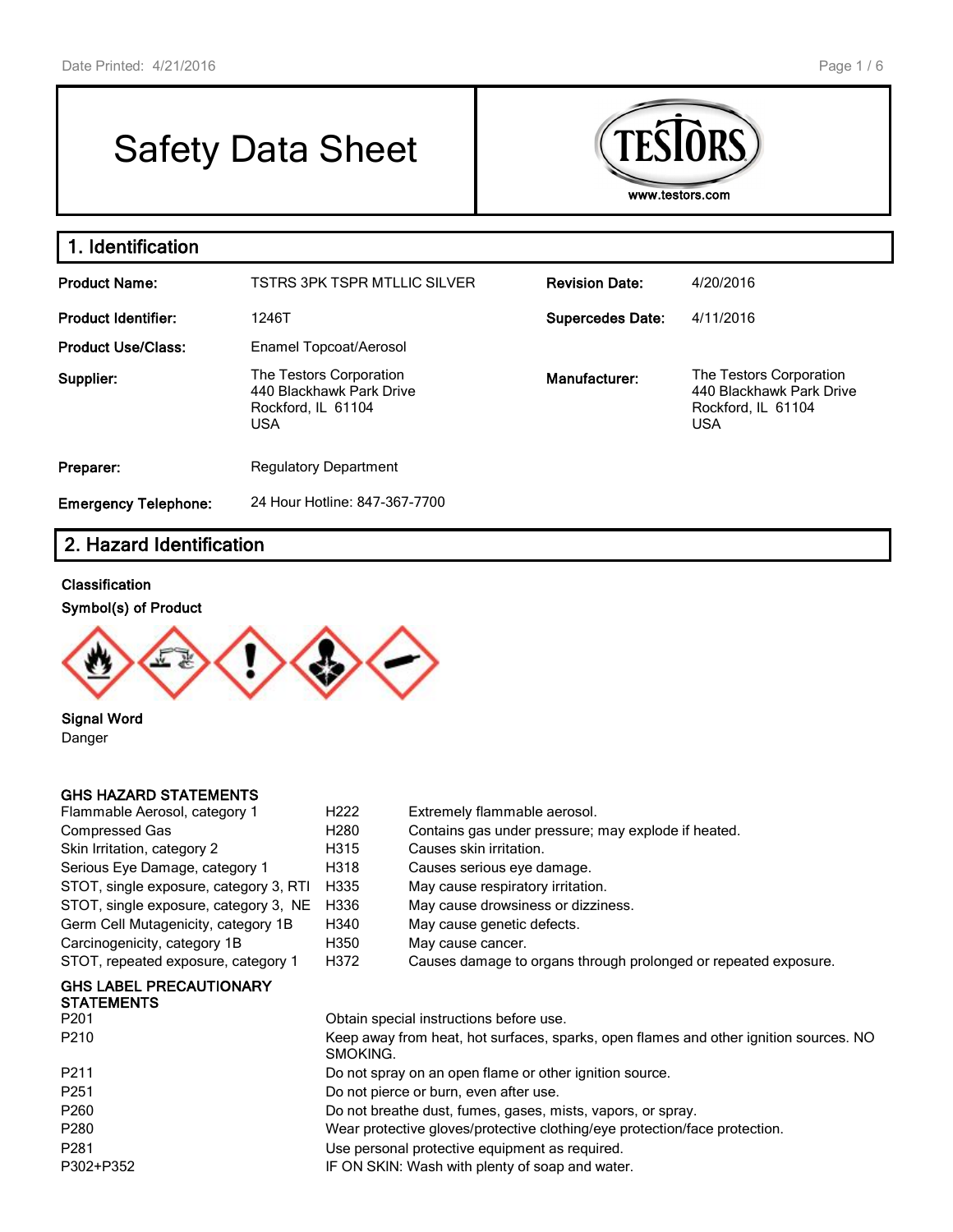# Safety Data Sheet

TESTORS
www.testors.com

## 1. Identification

| | | | |
|---|---|---|---|
| **Product Name:** | TSTRS 3PK TSPR MTLLIC SILVER | **Revision Date:** | 4/20/2016 |
| **Product Identifier:** | 1246T | **Supercedes Date:** | 4/11/2016 |
| **Product Use/Class:** | Enamel Topcoat/Aerosol | | |
| **Supplier:** | The Testors Corporation<br>440 Blackhawk Park Drive<br>Rockford, IL 61104<br>USA | **Manufacturer:** | The Testors Corporation<br>440 Blackhawk Park Drive<br>Rockford, IL 61104<br>USA |
| **Preparer:** | Regulatory Department | | |
| **Emergency Telephone:** | 24 Hour Hotline: 847-367-7700 | | |

## 2. Hazard Identification

**Classification**

**Symbol(s) of Product**

**Signal Word**

Danger

**GHS HAZARD STATEMENTS**

| | | |
|---|---|---|
| Flammable Aerosol, category 1 | H222 | Extremely flammable aerosol. |
| Compressed Gas | H280 | Contains gas under pressure; may explode if heated. |
| Skin Irritation, category 2 | H315 | Causes skin irritation. |
| Serious Eye Damage, category 1 | H318 | Causes serious eye damage. |
| STOT, single exposure, category 3, RTI | H335 | May cause respiratory irritation. |
| STOT, single exposure, category 3, NE | H336 | May cause drowsiness or dizziness. |
| Germ Cell Mutagenicity, category 1B | H340 | May cause genetic defects. |
| Carcinogenicity, category 1B | H350 | May cause cancer. |
| STOT, repeated exposure, category 1 | H372 | Causes damage to organs through prolonged or repeated exposure. |

**GHS LABEL PRECAUTIONARY STATEMENTS**

| | |
|---|---|
| P201 | Obtain special instructions before use. |
| P210 | Keep away from heat, hot surfaces, sparks, open flames and other ignition sources. NO SMOKING. |
| P211 | Do not spray on an open flame or other ignition source. |
| P251 | Do not pierce or burn, even after use. |
| P260 | Do not breathe dust, fumes, gases, mists, vapors, or spray. |
| P280 | Wear protective gloves/protective clothing/eye protection/face protection. |
| P281 | Use personal protective equipment as required. |
| P302+P352 | IF ON SKIN: Wash with plenty of soap and water. |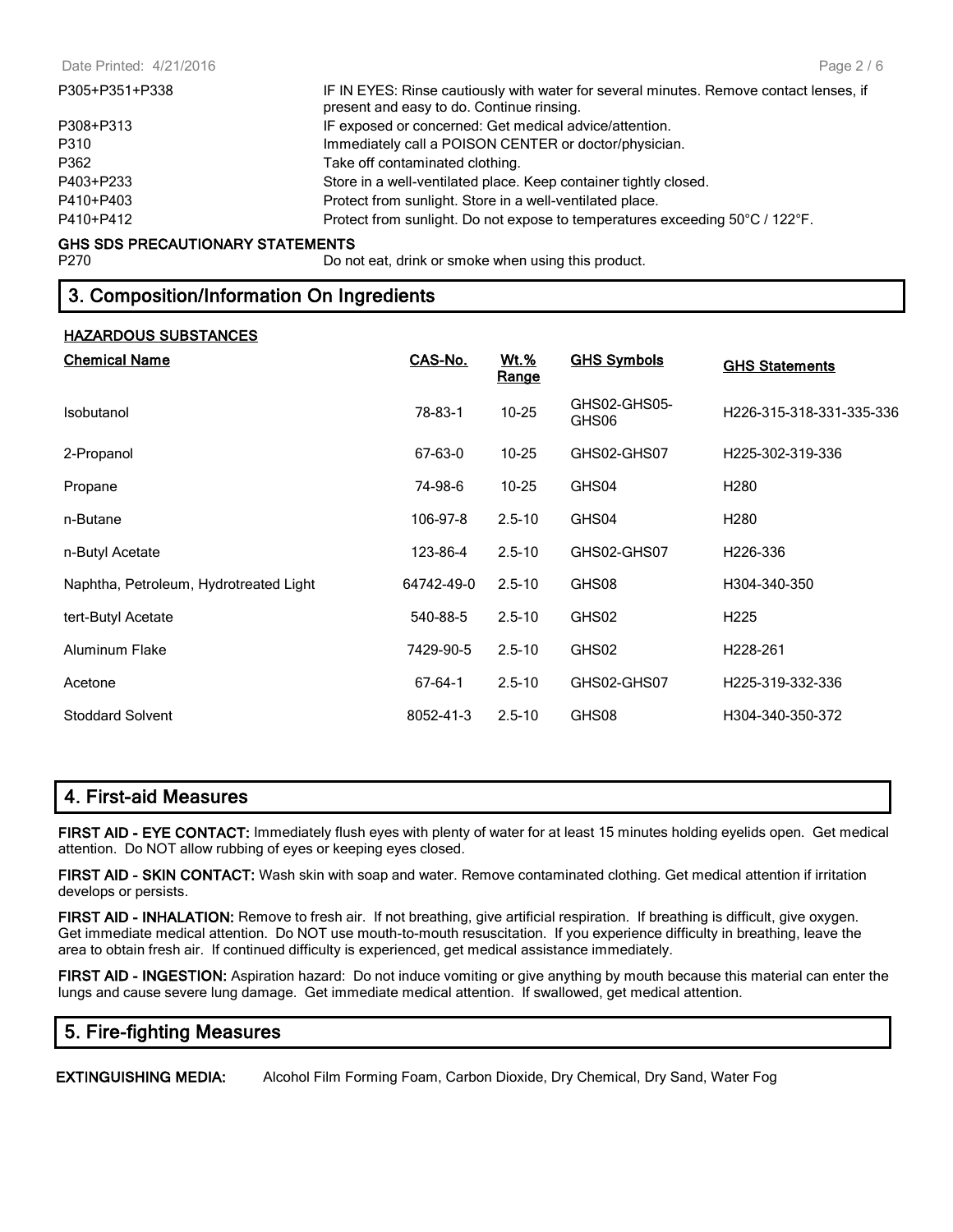| | |
|---|---|
| P305+P351+P338 | IF IN EYES: Rinse cautiously with water for several minutes. Remove contact lenses, if present and easy to do. Continue rinsing. |
| P308+P313 | IF exposed or concerned: Get medical advice/attention. |
| P310 | Immediately call a POISON CENTER or doctor/physician. |
| P362 | Take off contaminated clothing. |
| P403+P233 | Store in a well-ventilated place. Keep container tightly closed. |
| P410+P403 | Protect from sunlight. Store in a well-ventilated place. |
| P410+P412 | Protect from sunlight. Do not expose to temperatures exceeding 50°C / 122°F. |

**GHS SDS PRECAUTIONARY STATEMENTS**

| | |
|---|---|
| P270 | Do not eat, drink or smoke when using this product. |

## 3. Composition/Information On Ingredients

**HAZARDOUS SUBSTANCES**

| Chemical Name | CAS-No. | Wt.% Range | GHS Symbols | GHS Statements |
|---|---|---|---|---|
| Isobutanol | 78-83-1 | 10-25 | GHS02-GHS05-GHS06 | H226-315-318-331-335-336 |
| 2-Propanol | 67-63-0 | 10-25 | GHS02-GHS07 | H225-302-319-336 |
| Propane | 74-98-6 | 10-25 | GHS04 | H280 |
| n-Butane | 106-97-8 | 2.5-10 | GHS04 | H280 |
| n-Butyl Acetate | 123-86-4 | 2.5-10 | GHS02-GHS07 | H226-336 |
| Naphtha, Petroleum, Hydrotreated Light | 64742-49-0 | 2.5-10 | GHS08 | H304-340-350 |
| tert-Butyl Acetate | 540-88-5 | 2.5-10 | GHS02 | H225 |
| Aluminum Flake | 7429-90-5 | 2.5-10 | GHS02 | H228-261 |
| Acetone | 67-64-1 | 2.5-10 | GHS02-GHS07 | H225-319-332-336 |
| Stoddard Solvent | 8052-41-3 | 2.5-10 | GHS08 | H304-340-350-372 |

## 4. First-aid Measures

**FIRST AID - EYE CONTACT:** Immediately flush eyes with plenty of water for at least 15 minutes holding eyelids open. Get medical attention. Do NOT allow rubbing of eyes or keeping eyes closed.

**FIRST AID - SKIN CONTACT:** Wash skin with soap and water. Remove contaminated clothing. Get medical attention if irritation develops or persists.

**FIRST AID - INHALATION:** Remove to fresh air. If not breathing, give artificial respiration. If breathing is difficult, give oxygen. Get immediate medical attention. Do NOT use mouth-to-mouth resuscitation. If you experience difficulty in breathing, leave the area to obtain fresh air. If continued difficulty is experienced, get medical assistance immediately.

**FIRST AID - INGESTION:** Aspiration hazard: Do not induce vomiting or give anything by mouth because this material can enter the lungs and cause severe lung damage. Get immediate medical attention. If swallowed, get medical attention.

## 5. Fire-fighting Measures

**EXTINGUISHING MEDIA:** Alcohol Film Forming Foam, Carbon Dioxide, Dry Chemical, Dry Sand, Water Fog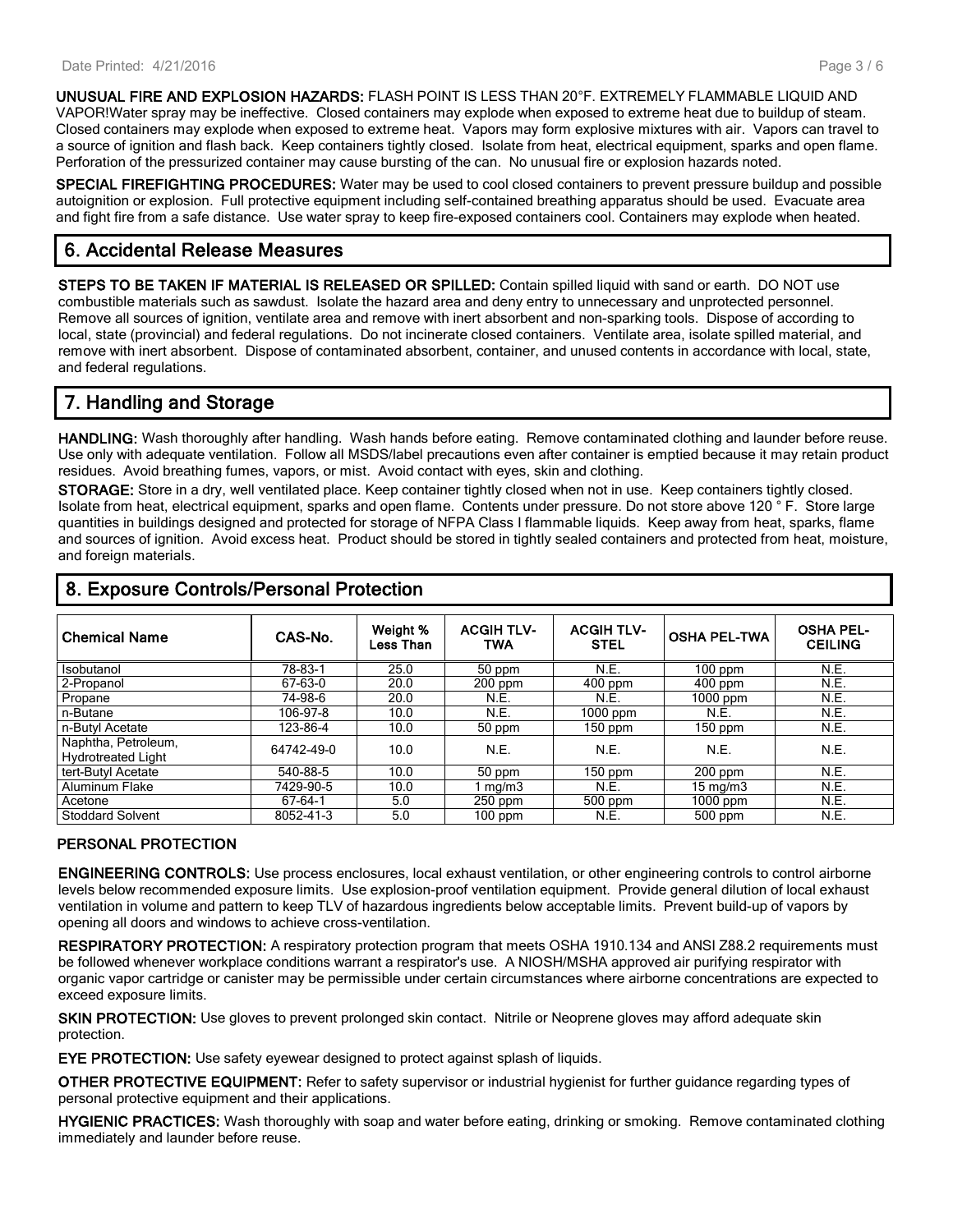**UNUSUAL FIRE AND EXPLOSION HAZARDS:** FLASH POINT IS LESS THAN 20°F. EXTREMELY FLAMMABLE LIQUID AND VAPOR!Water spray may be ineffective. Closed containers may explode when exposed to extreme heat due to buildup of steam. Closed containers may explode when exposed to extreme heat. Vapors may form explosive mixtures with air. Vapors can travel to a source of ignition and flash back. Keep containers tightly closed. Isolate from heat, electrical equipment, sparks and open flame. Perforation of the pressurized container may cause bursting of the can. No unusual fire or explosion hazards noted.

**SPECIAL FIREFIGHTING PROCEDURES:** Water may be used to cool closed containers to prevent pressure buildup and possible autoignition or explosion. Full protective equipment including self-contained breathing apparatus should be used. Evacuate area and fight fire from a safe distance. Use water spray to keep fire-exposed containers cool. Containers may explode when heated.

## 6. Accidental Release Measures

**STEPS TO BE TAKEN IF MATERIAL IS RELEASED OR SPILLED:** Contain spilled liquid with sand or earth. DO NOT use combustible materials such as sawdust. Isolate the hazard area and deny entry to unnecessary and unprotected personnel. Remove all sources of ignition, ventilate area and remove with inert absorbent and non-sparking tools. Dispose of according to local, state (provincial) and federal regulations. Do not incinerate closed containers. Ventilate area, isolate spilled material, and remove with inert absorbent. Dispose of contaminated absorbent, container, and unused contents in accordance with local, state, and federal regulations.

## 7. Handling and Storage

**HANDLING:** Wash thoroughly after handling. Wash hands before eating. Remove contaminated clothing and launder before reuse. Use only with adequate ventilation. Follow all MSDS/label precautions even after container is emptied because it may retain product residues. Avoid breathing fumes, vapors, or mist. Avoid contact with eyes, skin and clothing.

**STORAGE:** Store in a dry, well ventilated place. Keep container tightly closed when not in use. Keep containers tightly closed. Isolate from heat, electrical equipment, sparks and open flame. Contents under pressure. Do not store above 120 ° F. Store large quantities in buildings designed and protected for storage of NFPA Class I flammable liquids. Keep away from heat, sparks, flame and sources of ignition. Avoid excess heat. Product should be stored in tightly sealed containers and protected from heat, moisture, and foreign materials.

## 8. Exposure Controls/Personal Protection

| Chemical Name | CAS-No. | Weight % Less Than | ACGIH TLV-TWA | ACGIH TLV-STEL | OSHA PEL-TWA | OSHA PEL-CEILING |
|---|---|---|---|---|---|---|
| Isobutanol | 78-83-1 | 25.0 | 50 ppm | N.E. | 100 ppm | N.E. |
| 2-Propanol | 67-63-0 | 20.0 | 200 ppm | 400 ppm | 400 ppm | N.E. |
| Propane | 74-98-6 | 20.0 | N.E. | N.E. | 1000 ppm | N.E. |
| n-Butane | 106-97-8 | 10.0 | N.E. | 1000 ppm | N.E. | N.E. |
| n-Butyl Acetate | 123-86-4 | 10.0 | 50 ppm | 150 ppm | 150 ppm | N.E. |
| Naphtha, Petroleum, Hydrotreated Light | 64742-49-0 | 10.0 | N.E. | N.E. | N.E. | N.E. |
| tert-Butyl Acetate | 540-88-5 | 10.0 | 50 ppm | 150 ppm | 200 ppm | N.E. |
| Aluminum Flake | 7429-90-5 | 10.0 | 1 mg/m3 | N.E. | 15 mg/m3 | N.E. |
| Acetone | 67-64-1 | 5.0 | 250 ppm | 500 ppm | 1000 ppm | N.E. |
| Stoddard Solvent | 8052-41-3 | 5.0 | 100 ppm | N.E. | 500 ppm | N.E. |

### PERSONAL PROTECTION

**ENGINEERING CONTROLS:** Use process enclosures, local exhaust ventilation, or other engineering controls to control airborne levels below recommended exposure limits. Use explosion-proof ventilation equipment. Provide general dilution of local exhaust ventilation in volume and pattern to keep TLV of hazardous ingredients below acceptable limits. Prevent build-up of vapors by opening all doors and windows to achieve cross-ventilation.

**RESPIRATORY PROTECTION:** A respiratory protection program that meets OSHA 1910.134 and ANSI Z88.2 requirements must be followed whenever workplace conditions warrant a respirator's use. A NIOSH/MSHA approved air purifying respirator with organic vapor cartridge or canister may be permissible under certain circumstances where airborne concentrations are expected to exceed exposure limits.

**SKIN PROTECTION:** Use gloves to prevent prolonged skin contact. Nitrile or Neoprene gloves may afford adequate skin protection.

**EYE PROTECTION:** Use safety eyewear designed to protect against splash of liquids.

**OTHER PROTECTIVE EQUIPMENT:** Refer to safety supervisor or industrial hygienist for further guidance regarding types of personal protective equipment and their applications.

**HYGIENIC PRACTICES:** Wash thoroughly with soap and water before eating, drinking or smoking. Remove contaminated clothing immediately and launder before reuse.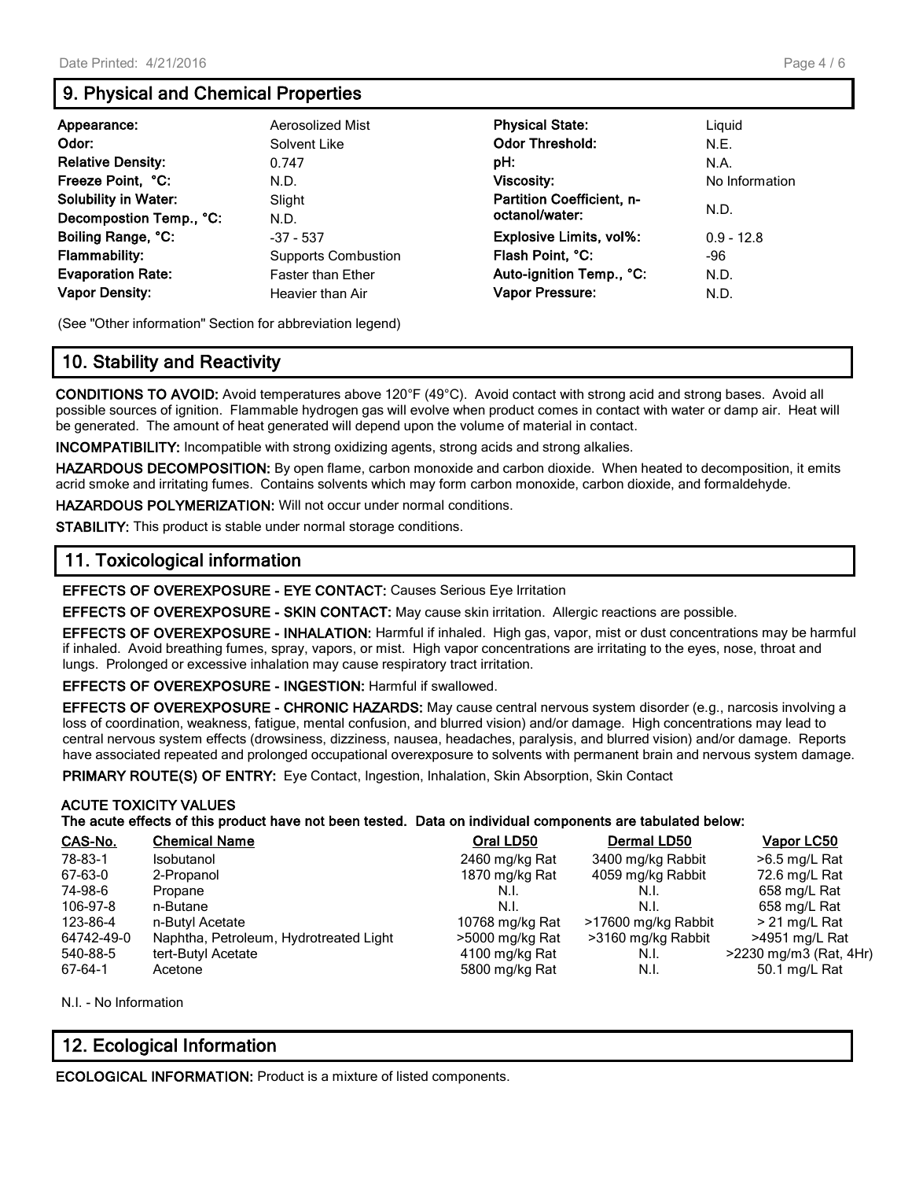## 9. Physical and Chemical Properties

| Property | Value | Property | Value |
|---|---|---|---|
| **Appearance:** | Aerosolized Mist | **Physical State:** | Liquid |
| **Odor:** | Solvent Like | **Odor Threshold:** | N.E. |
| **Relative Density:** | 0.747 | **pH:** | N.A. |
| **Freeze Point, °C:** | N.D. | **Viscosity:** | No Information |
| **Solubility in Water:** | Slight | **Partition Coefficient, n-octanol/water:** | N.D. |
| **Decompostion Temp., °C:** | N.D. | | |
| **Boiling Range, °C:** | -37 - 537 | **Explosive Limits, vol%:** | 0.9 - 12.8 |
| **Flammability:** | Supports Combustion | **Flash Point, °C:** | -96 |
| **Evaporation Rate:** | Faster than Ether | **Auto-ignition Temp., °C:** | N.D. |
| **Vapor Density:** | Heavier than Air | **Vapor Pressure:** | N.D. |

(See "Other information" Section for abbreviation legend)

## 10. Stability and Reactivity

**CONDITIONS TO AVOID:** Avoid temperatures above 120°F (49°C). Avoid contact with strong acid and strong bases. Avoid all possible sources of ignition. Flammable hydrogen gas will evolve when product comes in contact with water or damp air. Heat will be generated. The amount of heat generated will depend upon the volume of material in contact.

**INCOMPATIBILITY:** Incompatible with strong oxidizing agents, strong acids and strong alkalies.

**HAZARDOUS DECOMPOSITION:** By open flame, carbon monoxide and carbon dioxide. When heated to decomposition, it emits acrid smoke and irritating fumes. Contains solvents which may form carbon monoxide, carbon dioxide, and formaldehyde.

**HAZARDOUS POLYMERIZATION:** Will not occur under normal conditions.

**STABILITY:** This product is stable under normal storage conditions.

## 11. Toxicological information

**EFFECTS OF OVEREXPOSURE - EYE CONTACT:** Causes Serious Eye Irritation

**EFFECTS OF OVEREXPOSURE - SKIN CONTACT:** May cause skin irritation. Allergic reactions are possible.

**EFFECTS OF OVEREXPOSURE - INHALATION:** Harmful if inhaled. High gas, vapor, mist or dust concentrations may be harmful if inhaled. Avoid breathing fumes, spray, vapors, or mist. High vapor concentrations are irritating to the eyes, nose, throat and lungs. Prolonged or excessive inhalation may cause respiratory tract irritation.

**EFFECTS OF OVEREXPOSURE - INGESTION:** Harmful if swallowed.

**EFFECTS OF OVEREXPOSURE - CHRONIC HAZARDS:** May cause central nervous system disorder (e.g., narcosis involving a loss of coordination, weakness, fatigue, mental confusion, and blurred vision) and/or damage. High concentrations may lead to central nervous system effects (drowsiness, dizziness, nausea, headaches, paralysis, and blurred vision) and/or damage. Reports have associated repeated and prolonged occupational overexposure to solvents with permanent brain and nervous system damage.

**PRIMARY ROUTE(S) OF ENTRY:** Eye Contact, Ingestion, Inhalation, Skin Absorption, Skin Contact

**ACUTE TOXICITY VALUES**
**The acute effects of this product have not been tested. Data on individual components are tabulated below:**

| CAS-No. | Chemical Name | Oral LD50 | Dermal LD50 | Vapor LC50 |
|---|---|---|---|---|
| 78-83-1 | Isobutanol | 2460 mg/kg Rat | 3400 mg/kg Rabbit | >6.5 mg/L Rat |
| 67-63-0 | 2-Propanol | 1870 mg/kg Rat | 4059 mg/kg Rabbit | 72.6 mg/L Rat |
| 74-98-6 | Propane | N.I. | N.I. | 658 mg/L Rat |
| 106-97-8 | n-Butane | N.I. | N.I. | 658 mg/L Rat |
| 123-86-4 | n-Butyl Acetate | 10768 mg/kg Rat | >17600 mg/kg Rabbit | > 21 mg/L Rat |
| 64742-49-0 | Naphtha, Petroleum, Hydrotreated Light | >5000 mg/kg Rat | >3160 mg/kg Rabbit | >4951 mg/L Rat |
| 540-88-5 | tert-Butyl Acetate | 4100 mg/kg Rat | N.I. | >2230 mg/m3 (Rat, 4Hr) |
| 67-64-1 | Acetone | 5800 mg/kg Rat | N.I. | 50.1 mg/L Rat |

N.I. - No Information

## 12. Ecological Information

**ECOLOGICAL INFORMATION:** Product is a mixture of listed components.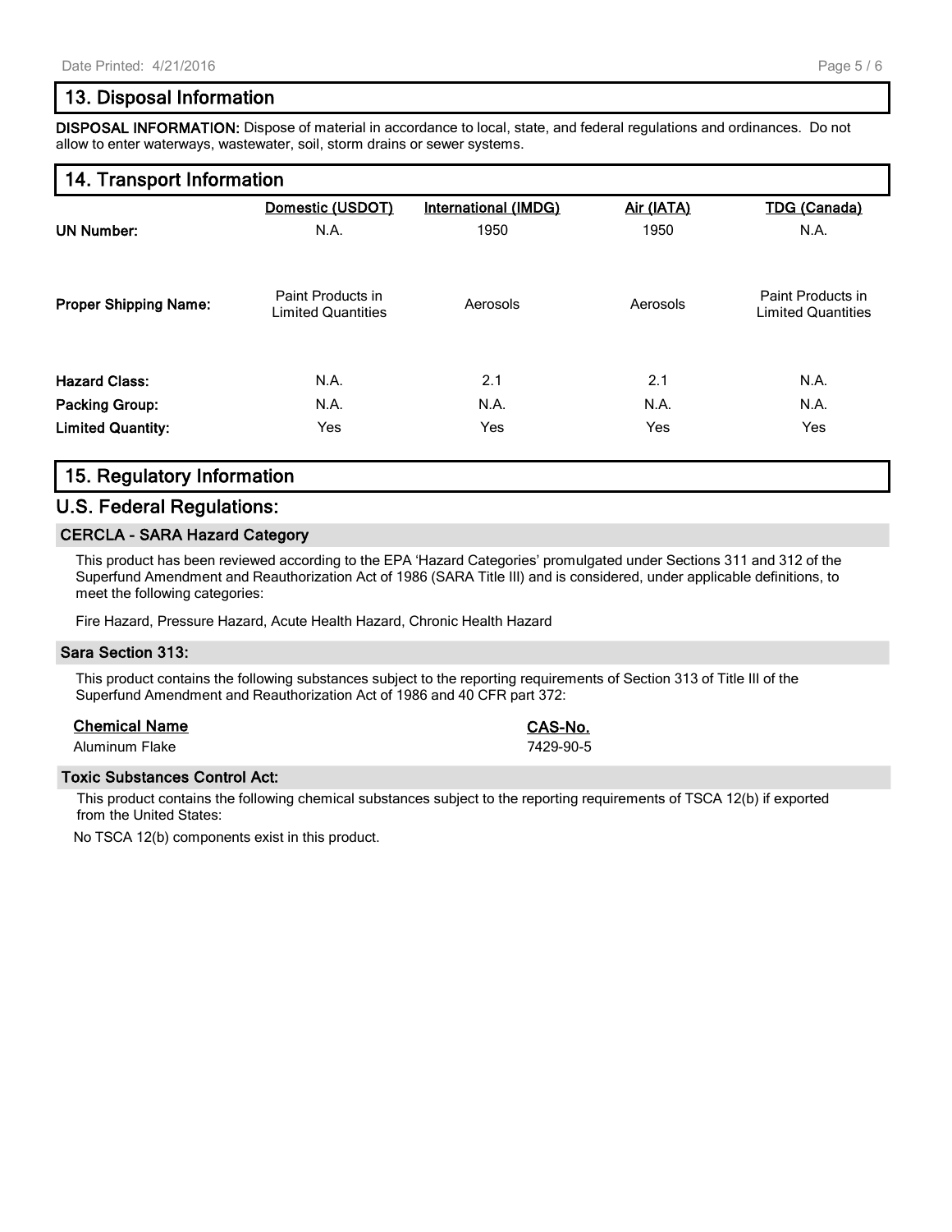## 13. Disposal Information

**DISPOSAL INFORMATION:** Dispose of material in accordance to local, state, and federal regulations and ordinances. Do not allow to enter waterways, wastewater, soil, storm drains or sewer systems.

## 14. Transport Information

| | Domestic (USDOT) | International (IMDG) | Air (IATA) | TDG (Canada) |
|---|---|---|---|---|
| **UN Number:** | N.A. | 1950 | 1950 | N.A. |
| **Proper Shipping Name:** | Paint Products in Limited Quantities | Aerosols | Aerosols | Paint Products in Limited Quantities |
| **Hazard Class:** | N.A. | 2.1 | 2.1 | N.A. |
| **Packing Group:** | N.A. | N.A. | N.A. | N.A. |
| **Limited Quantity:** | Yes | Yes | Yes | Yes |

## 15. Regulatory Information

## U.S. Federal Regulations:

### CERCLA - SARA Hazard Category

This product has been reviewed according to the EPA 'Hazard Categories' promulgated under Sections 311 and 312 of the Superfund Amendment and Reauthorization Act of 1986 (SARA Title III) and is considered, under applicable definitions, to meet the following categories:

Fire Hazard, Pressure Hazard, Acute Health Hazard, Chronic Health Hazard

### Sara Section 313:

This product contains the following substances subject to the reporting requirements of Section 313 of Title III of the Superfund Amendment and Reauthorization Act of 1986 and 40 CFR part 372:

| Chemical Name | CAS-No. |
|---|---|
| Aluminum Flake | 7429-90-5 |

### Toxic Substances Control Act:

This product contains the following chemical substances subject to the reporting requirements of TSCA 12(b) if exported from the United States:

No TSCA 12(b) components exist in this product.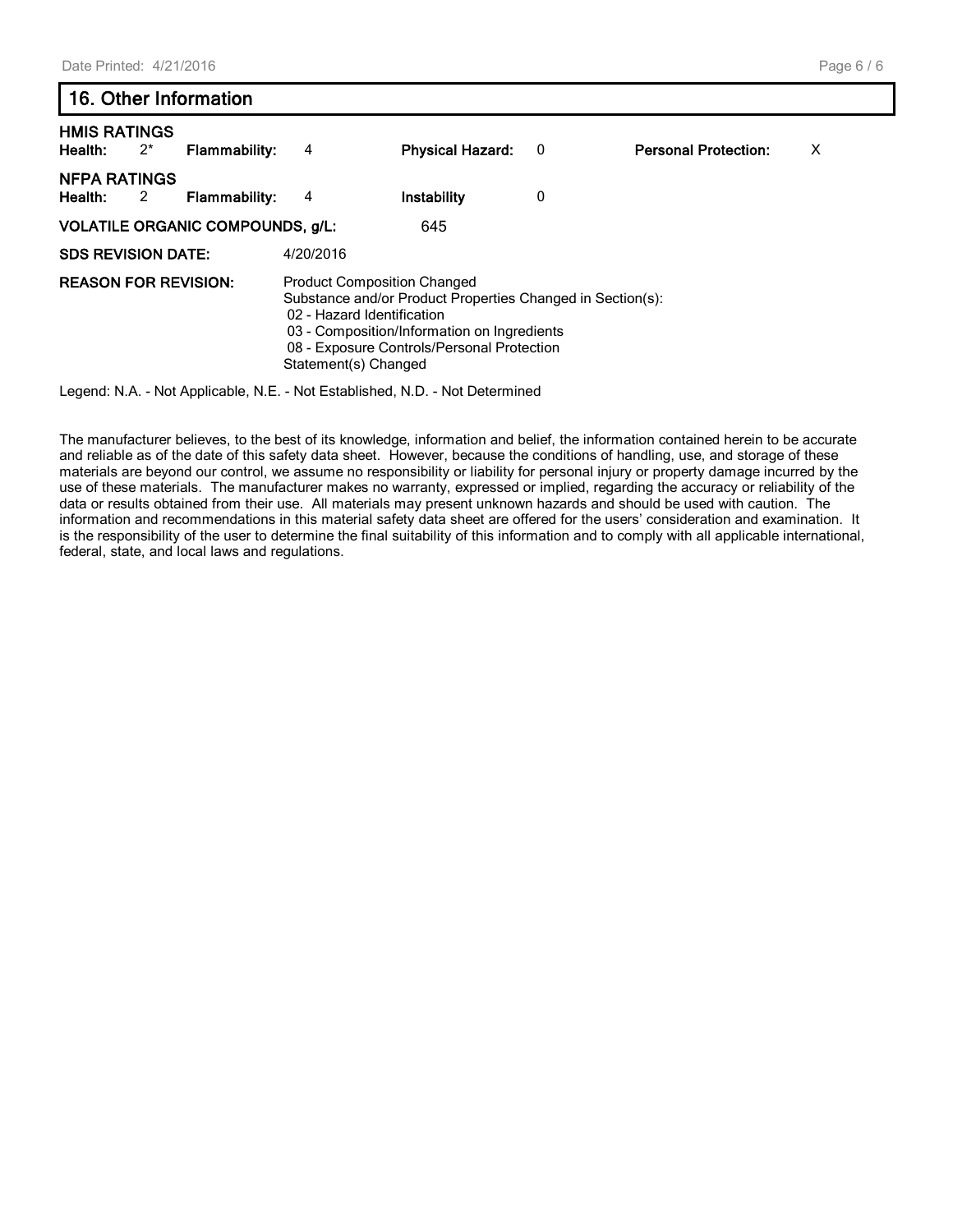## 16. Other Information

**HMIS RATINGS**

| | | | | | | | |
|---|---|---|---|---|---|---|---|
| **Health:** | 2* | **Flammability:** | 4 | **Physical Hazard:** | 0 | **Personal Protection:** | X |

**NFPA RATINGS**

| | | | | | |
|---|---|---|---|---|---|
| **Health:** | 2 | **Flammability:** | 4 | **Instability** | 0 |

**VOLATILE ORGANIC COMPOUNDS, g/L:** 645

**SDS REVISION DATE:** 4/20/2016

**REASON FOR REVISION:** Product Composition Changed
Substance and/or Product Properties Changed in Section(s):
02 - Hazard Identification
03 - Composition/Information on Ingredients
08 - Exposure Controls/Personal Protection
Statement(s) Changed

Legend: N.A. - Not Applicable, N.E. - Not Established, N.D. - Not Determined

The manufacturer believes, to the best of its knowledge, information and belief, the information contained herein to be accurate and reliable as of the date of this safety data sheet. However, because the conditions of handling, use, and storage of these materials are beyond our control, we assume no responsibility or liability for personal injury or property damage incurred by the use of these materials. The manufacturer makes no warranty, expressed or implied, regarding the accuracy or reliability of the data or results obtained from their use. All materials may present unknown hazards and should be used with caution. The information and recommendations in this material safety data sheet are offered for the users' consideration and examination. It is the responsibility of the user to determine the final suitability of this information and to comply with all applicable international, federal, state, and local laws and regulations.